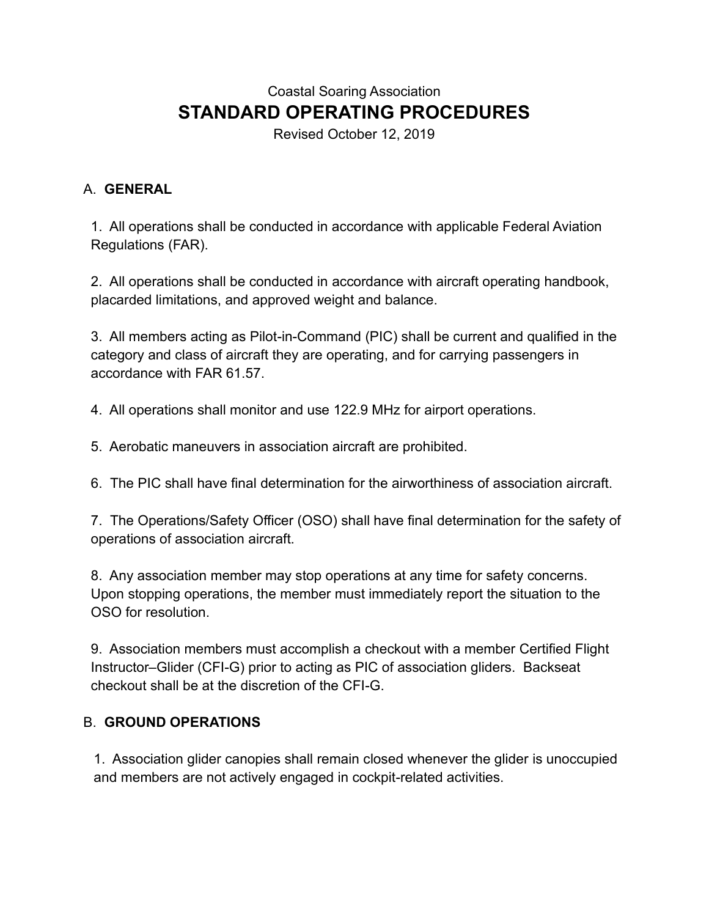Coastal Soaring Association

# STANDARD OPERATING PROCEDURES

Revised October 12, 2019

## A. GENERAL

1. All operations shall be conducted in accordance with applicable Federal Aviation Regulations (FAR).

2. All operations shall be conducted in accordance with aircraft operating handbook, placarded limitations, and approved weight and balance.

3. All members acting as Pilot-in-Command (PIC) shall be current and qualified in the category and class of aircraft they are operating, and for carrying passengers in accordance with FAR 61.57.

4. All operations shall monitor and use 122.9 MHz for airport operations.

5. Aerobatic maneuvers in association aircraft are prohibited.

6. The PIC shall have final determination for the airworthiness of association aircraft.

7. The Operations/Safety Officer (OSO) shall have final determination for the safety of operations of association aircraft.

8. Any association member may stop operations at any time for safety concerns. Upon stopping operations, the member must immediately report the situation to the OSO for resolution.

9. Association members must accomplish a checkout with a member Certified Flight Instructor–Glider (CFI-G) prior to acting as PIC of association gliders. Backseat checkout shall be at the discretion of the CFI-G.

## B. GROUND OPERATIONS

1. Association glider canopies shall remain closed whenever the glider is unoccupied and members are not actively engaged in cockpit-related activities.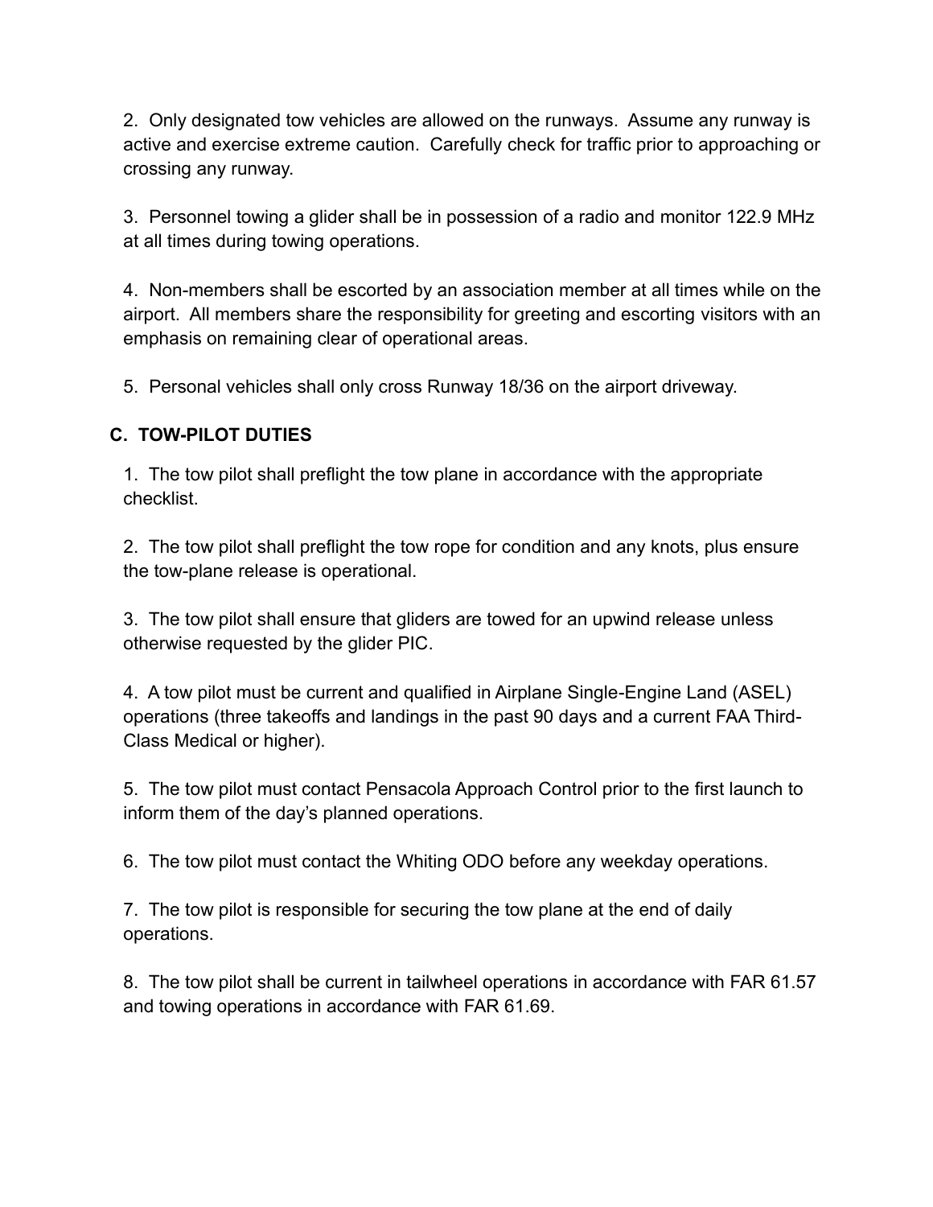2. Only designated tow vehicles are allowed on the runways. Assume any runway is active and exercise extreme caution. Carefully check for traffic prior to approaching or crossing any runway.

3. Personnel towing a glider shall be in possession of a radio and monitor 122.9 MHz at all times during towing operations.

4. Non-members shall be escorted by an association member at all times while on the airport. All members share the responsibility for greeting and escorting visitors with an emphasis on remaining clear of operational areas.

5. Personal vehicles shall only cross Runway 18/36 on the airport driveway.

### C. TOW-PILOT DUTIES

1. The tow pilot shall preflight the tow plane in accordance with the appropriate checklist.

2. The tow pilot shall preflight the tow rope for condition and any knots, plus ensure the tow-plane release is operational.

3. The tow pilot shall ensure that gliders are towed for an upwind release unless otherwise requested by the glider PIC.

4. A tow pilot must be current and qualified in Airplane Single-Engine Land (ASEL) operations (three takeoffs and landings in the past 90 days and a current FAA Third-Class Medical or higher).

5. The tow pilot must contact Pensacola Approach Control prior to the first launch to inform them of the day's planned operations.

6. The tow pilot must contact the Whiting ODO before any weekday operations.

7. The tow pilot is responsible for securing the tow plane at the end of daily operations.

8. The tow pilot shall be current in tailwheel operations in accordance with FAR 61.57 and towing operations in accordance with FAR 61.69.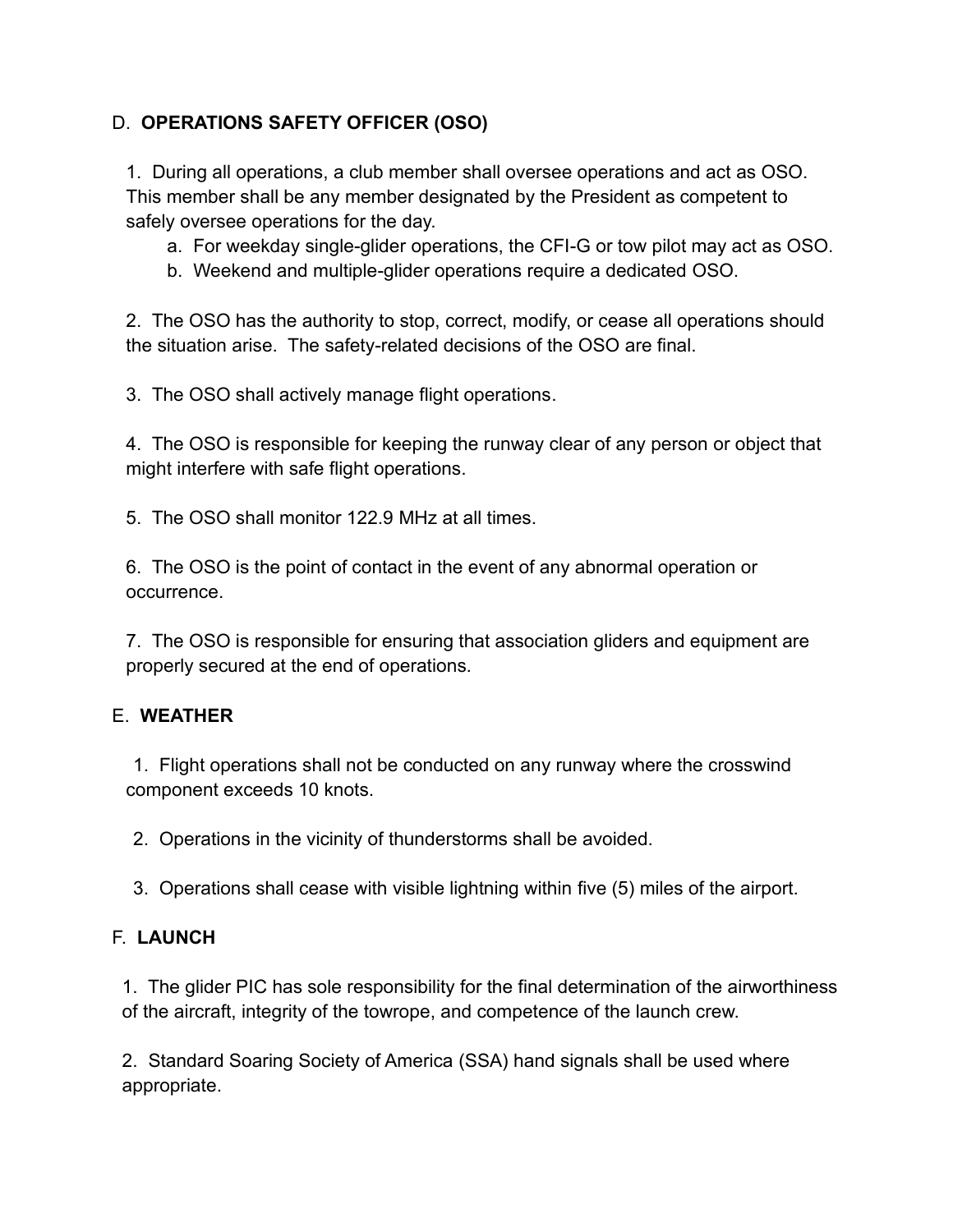## D. **OPERATIONS SAFETY OFFICER (OSO)**

1. During all operations, a club member shall oversee operations and act as OSO. This member shall be any member designated by the President as competent to safely oversee operations for the day.
   a. For weekday single-glider operations, the CFI-G or tow pilot may act as OSO.
   b. Weekend and multiple-glider operations require a dedicated OSO.

2. The OSO has the authority to stop, correct, modify, or cease all operations should the situation arise. The safety-related decisions of the OSO are final.

3. The OSO shall actively manage flight operations.

4. The OSO is responsible for keeping the runway clear of any person or object that might interfere with safe flight operations.

5. The OSO shall monitor 122.9 MHz at all times.

6. The OSO is the point of contact in the event of any abnormal operation or occurrence.

7. The OSO is responsible for ensuring that association gliders and equipment are properly secured at the end of operations.

## E. **WEATHER**

1. Flight operations shall not be conducted on any runway where the crosswind component exceeds 10 knots.

2. Operations in the vicinity of thunderstorms shall be avoided.

3. Operations shall cease with visible lightning within five (5) miles of the airport.

## F. **LAUNCH**

1. The glider PIC has sole responsibility for the final determination of the airworthiness of the aircraft, integrity of the towrope, and competence of the launch crew.

2. Standard Soaring Society of America (SSA) hand signals shall be used where appropriate.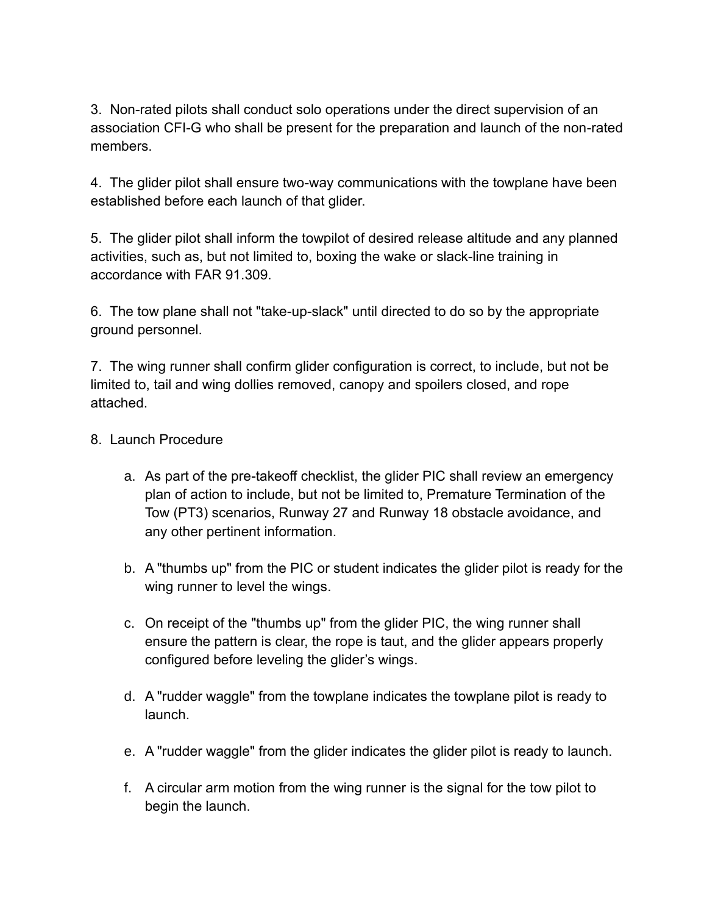3. Non-rated pilots shall conduct solo operations under the direct supervision of an association CFI-G who shall be present for the preparation and launch of the non-rated members.

4. The glider pilot shall ensure two-way communications with the towplane have been established before each launch of that glider.

5. The glider pilot shall inform the towpilot of desired release altitude and any planned activities, such as, but not limited to, boxing the wake or slack-line training in accordance with FAR 91.309.

6. The tow plane shall not "take-up-slack" until directed to do so by the appropriate ground personnel.

7. The wing runner shall confirm glider configuration is correct, to include, but not be limited to, tail and wing dollies removed, canopy and spoilers closed, and rope attached.

8. Launch Procedure

    a. As part of the pre-takeoff checklist, the glider PIC shall review an emergency plan of action to include, but not be limited to, Premature Termination of the Tow (PT3) scenarios, Runway 27 and Runway 18 obstacle avoidance, and any other pertinent information.

    b. A "thumbs up" from the PIC or student indicates the glider pilot is ready for the wing runner to level the wings.

    c. On receipt of the "thumbs up" from the glider PIC, the wing runner shall ensure the pattern is clear, the rope is taut, and the glider appears properly configured before leveling the glider's wings.

    d. A "rudder waggle" from the towplane indicates the towplane pilot is ready to launch.

    e. A "rudder waggle" from the glider indicates the glider pilot is ready to launch.

    f. A circular arm motion from the wing runner is the signal for the tow pilot to begin the launch.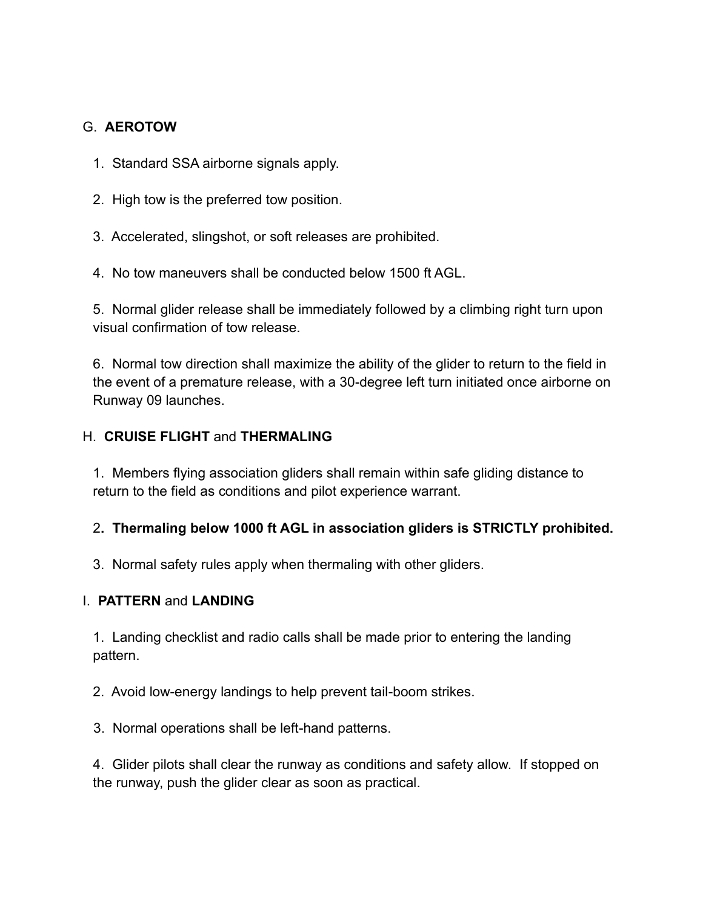## G. **AEROTOW**

1. Standard SSA airborne signals apply.

2. High tow is the preferred tow position.

3. Accelerated, slingshot, or soft releases are prohibited.

4. No tow maneuvers shall be conducted below 1500 ft AGL.

5. Normal glider release shall be immediately followed by a climbing right turn upon visual confirmation of tow release.

6. Normal tow direction shall maximize the ability of the glider to return to the field in the event of a premature release, with a 30-degree left turn initiated once airborne on Runway 09 launches.

## H. **CRUISE FLIGHT** and **THERMALING**

1. Members flying association gliders shall remain within safe gliding distance to return to the field as conditions and pilot experience warrant.

2**. Thermaling below 1000 ft AGL in association gliders is STRICTLY prohibited.**

3. Normal safety rules apply when thermaling with other gliders.

## I. **PATTERN** and **LANDING**

1. Landing checklist and radio calls shall be made prior to entering the landing pattern.

2. Avoid low-energy landings to help prevent tail-boom strikes.

3. Normal operations shall be left-hand patterns.

4. Glider pilots shall clear the runway as conditions and safety allow. If stopped on the runway, push the glider clear as soon as practical.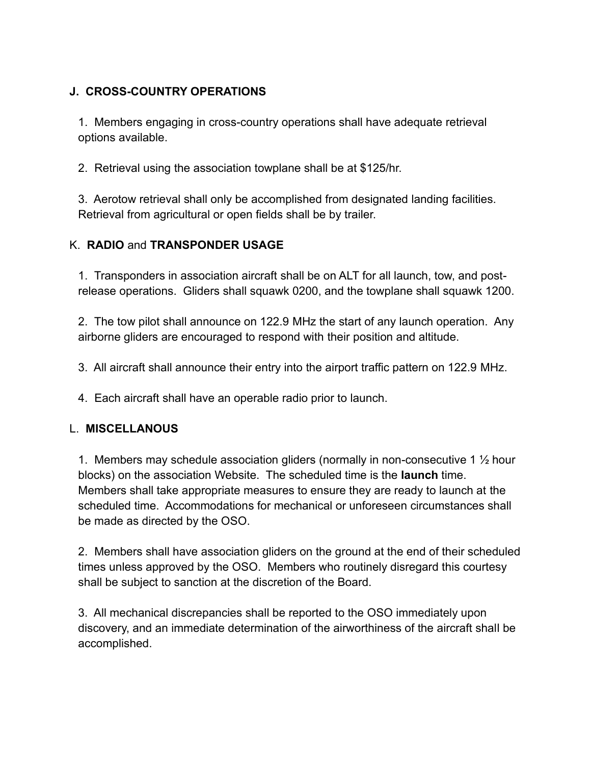## J. CROSS-COUNTRY OPERATIONS

1. Members engaging in cross-country operations shall have adequate retrieval options available.

2. Retrieval using the association towplane shall be at $125/hr.

3. Aerotow retrieval shall only be accomplished from designated landing facilities. Retrieval from agricultural or open fields shall be by trailer.

## K. **RADIO** and **TRANSPONDER USAGE**

1. Transponders in association aircraft shall be on ALT for all launch, tow, and post-release operations. Gliders shall squawk 0200, and the towplane shall squawk 1200.

2. The tow pilot shall announce on 122.9 MHz the start of any launch operation. Any airborne gliders are encouraged to respond with their position and altitude.

3. All aircraft shall announce their entry into the airport traffic pattern on 122.9 MHz.

4. Each aircraft shall have an operable radio prior to launch.

## L. **MISCELLANOUS**

1. Members may schedule association gliders (normally in non-consecutive 1 ½ hour blocks) on the association Website. The scheduled time is the **launch** time. Members shall take appropriate measures to ensure they are ready to launch at the scheduled time. Accommodations for mechanical or unforeseen circumstances shall be made as directed by the OSO.

2. Members shall have association gliders on the ground at the end of their scheduled times unless approved by the OSO. Members who routinely disregard this courtesy shall be subject to sanction at the discretion of the Board.

3. All mechanical discrepancies shall be reported to the OSO immediately upon discovery, and an immediate determination of the airworthiness of the aircraft shall be accomplished.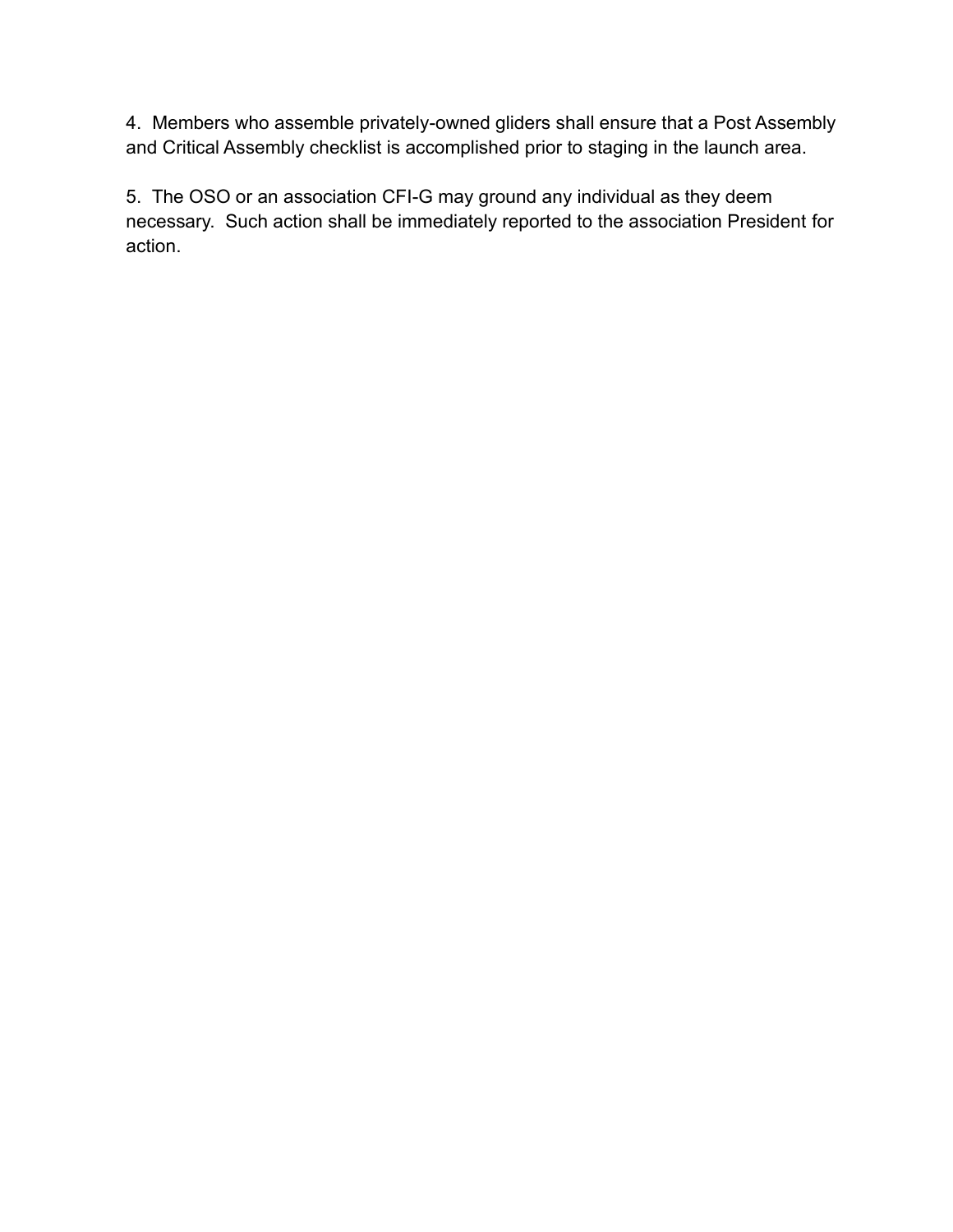4. Members who assemble privately-owned gliders shall ensure that a Post Assembly and Critical Assembly checklist is accomplished prior to staging in the launch area.

5. The OSO or an association CFI-G may ground any individual as they deem necessary. Such action shall be immediately reported to the association President for action.